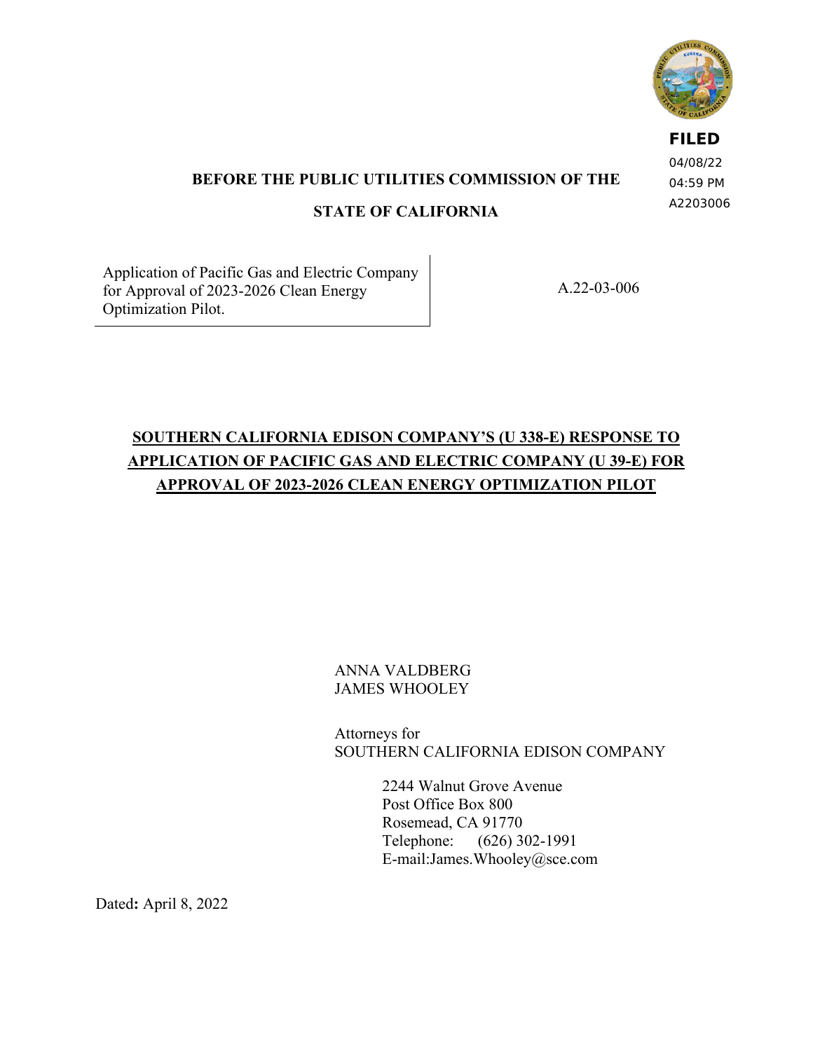FILED
04/08/22
04:59 PM
A2203006

**BEFORE THE PUBLIC UTILITIES COMMISSION OF THE**

**STATE OF CALIFORNIA**

| Application of Pacific Gas and Electric Company for Approval of 2023-2026 Clean Energy Optimization Pilot. | A.22-03-006 |
|---|---|

**SOUTHERN CALIFORNIA EDISON COMPANY'S (U 338-E) RESPONSE TO APPLICATION OF PACIFIC GAS AND ELECTRIC COMPANY (U 39-E) FOR APPROVAL OF 2023-2026 CLEAN ENERGY OPTIMIZATION PILOT**

ANNA VALDBERG
JAMES WHOOLEY

Attorneys for
SOUTHERN CALIFORNIA EDISON COMPANY

2244 Walnut Grove Avenue
Post Office Box 800
Rosemead, CA 91770
Telephone: (626) 302-1991
E-mail:James.Whooley@sce.com

Dated**:** April 8, 2022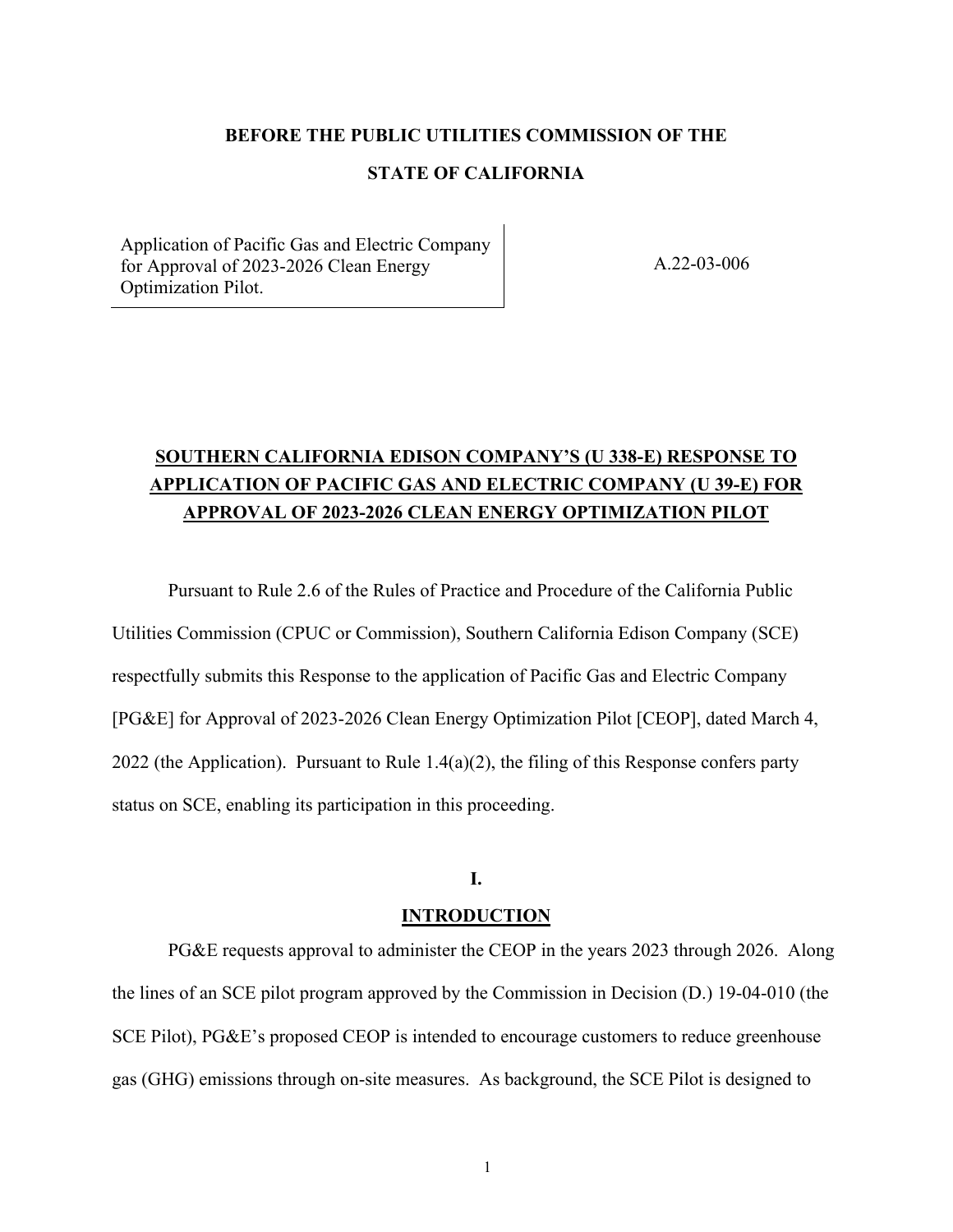**BEFORE THE PUBLIC UTILITIES COMMISSION OF THE**

**STATE OF CALIFORNIA**

| Application of Pacific Gas and Electric Company for Approval of 2023-2026 Clean Energy Optimization Pilot. | A.22-03-006 |
|---|---|

## SOUTHERN CALIFORNIA EDISON COMPANY'S (U 338-E) RESPONSE TO APPLICATION OF PACIFIC GAS AND ELECTRIC COMPANY (U 39-E) FOR APPROVAL OF 2023-2026 CLEAN ENERGY OPTIMIZATION PILOT

Pursuant to Rule 2.6 of the Rules of Practice and Procedure of the California Public Utilities Commission (CPUC or Commission), Southern California Edison Company (SCE) respectfully submits this Response to the application of Pacific Gas and Electric Company [PG&E] for Approval of 2023-2026 Clean Energy Optimization Pilot [CEOP], dated March 4, 2022 (the Application). Pursuant to Rule 1.4(a)(2), the filing of this Response confers party status on SCE, enabling its participation in this proceeding.

## I.

## INTRODUCTION

PG&E requests approval to administer the CEOP in the years 2023 through 2026. Along the lines of an SCE pilot program approved by the Commission in Decision (D.) 19-04-010 (the SCE Pilot), PG&E's proposed CEOP is intended to encourage customers to reduce greenhouse gas (GHG) emissions through on-site measures. As background, the SCE Pilot is designed to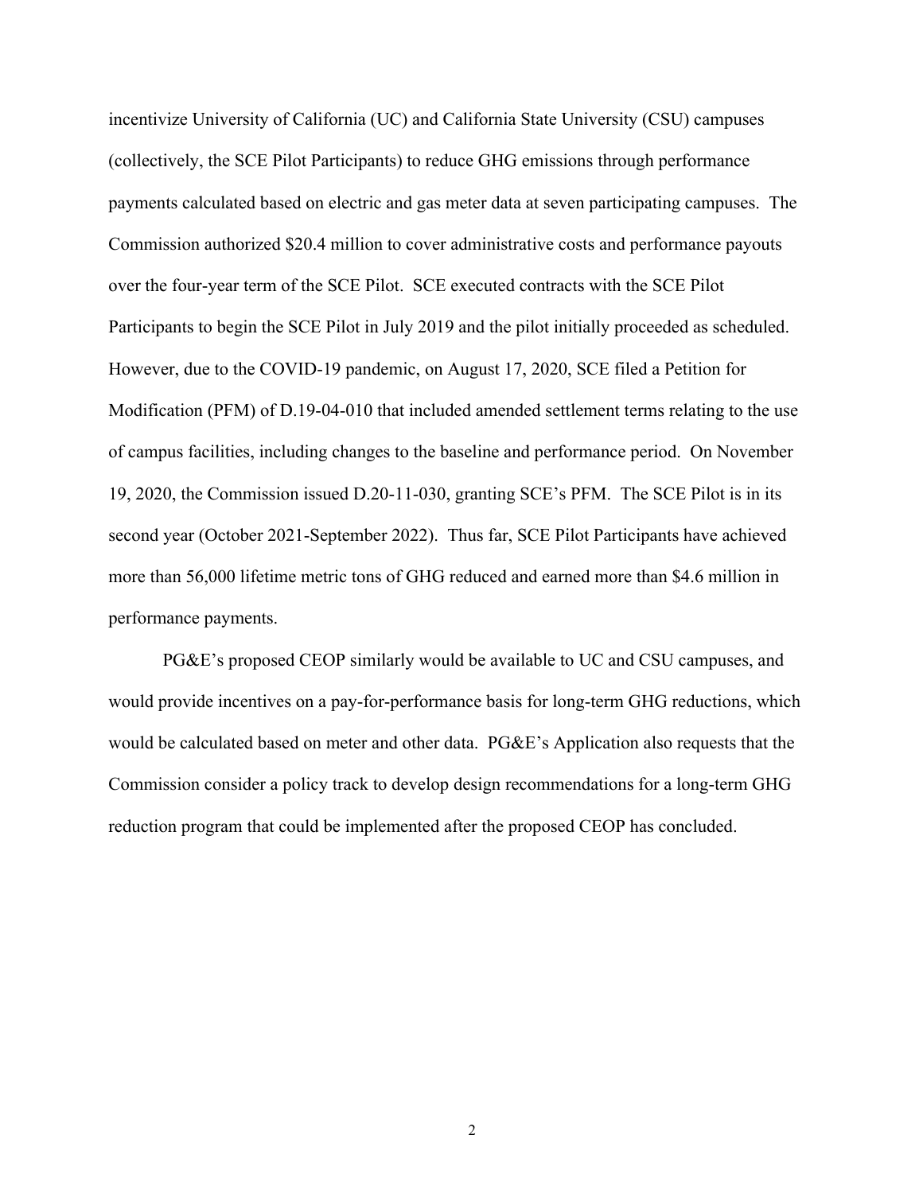incentivize University of California (UC) and California State University (CSU) campuses (collectively, the SCE Pilot Participants) to reduce GHG emissions through performance payments calculated based on electric and gas meter data at seven participating campuses. The Commission authorized $20.4 million to cover administrative costs and performance payouts over the four-year term of the SCE Pilot. SCE executed contracts with the SCE Pilot Participants to begin the SCE Pilot in July 2019 and the pilot initially proceeded as scheduled. However, due to the COVID-19 pandemic, on August 17, 2020, SCE filed a Petition for Modification (PFM) of D.19-04-010 that included amended settlement terms relating to the use of campus facilities, including changes to the baseline and performance period. On November 19, 2020, the Commission issued D.20-11-030, granting SCE's PFM. The SCE Pilot is in its second year (October 2021-September 2022). Thus far, SCE Pilot Participants have achieved more than 56,000 lifetime metric tons of GHG reduced and earned more than $4.6 million in performance payments.

PG&E's proposed CEOP similarly would be available to UC and CSU campuses, and would provide incentives on a pay-for-performance basis for long-term GHG reductions, which would be calculated based on meter and other data. PG&E's Application also requests that the Commission consider a policy track to develop design recommendations for a long-term GHG reduction program that could be implemented after the proposed CEOP has concluded.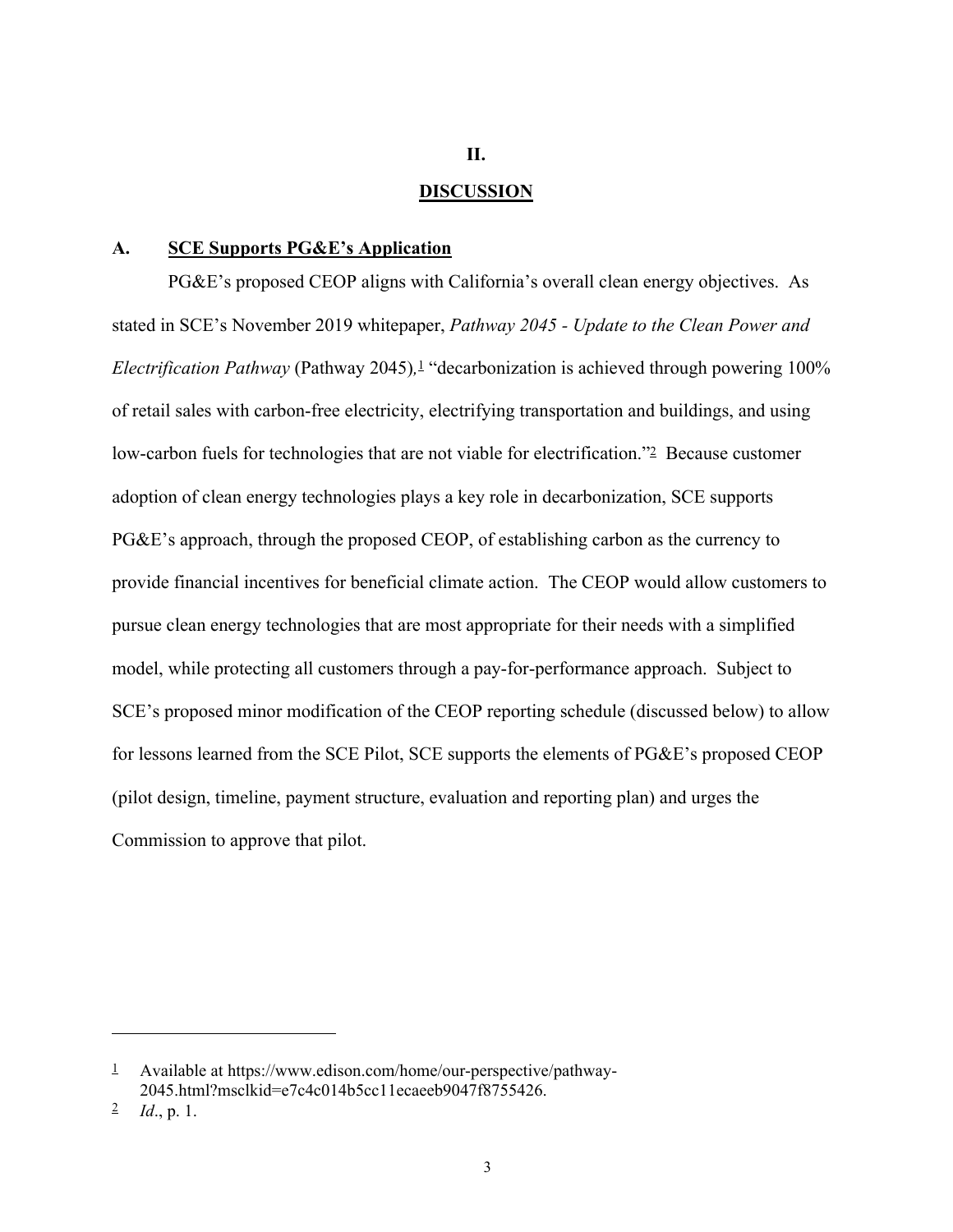# II.

# DISCUSSION

## A. SCE Supports PG&E's Application

PG&E's proposed CEOP aligns with California's overall clean energy objectives. As stated in SCE's November 2019 whitepaper, *Pathway 2045 - Update to the Clean Power and Electrification Pathway* (Pathway 2045),[1] "decarbonization is achieved through powering 100% of retail sales with carbon-free electricity, electrifying transportation and buildings, and using low-carbon fuels for technologies that are not viable for electrification."[2] Because customer adoption of clean energy technologies plays a key role in decarbonization, SCE supports PG&E's approach, through the proposed CEOP, of establishing carbon as the currency to provide financial incentives for beneficial climate action. The CEOP would allow customers to pursue clean energy technologies that are most appropriate for their needs with a simplified model, while protecting all customers through a pay-for-performance approach. Subject to SCE's proposed minor modification of the CEOP reporting schedule (discussed below) to allow for lessons learned from the SCE Pilot, SCE supports the elements of PG&E's proposed CEOP (pilot design, timeline, payment structure, evaluation and reporting plan) and urges the Commission to approve that pilot.

---

[1] Available at https://www.edison.com/home/our-perspective/pathway-2045.html?msclkid=e7c4c014b5cc11ecaeeb9047f8755426.

[2] *Id*., p. 1.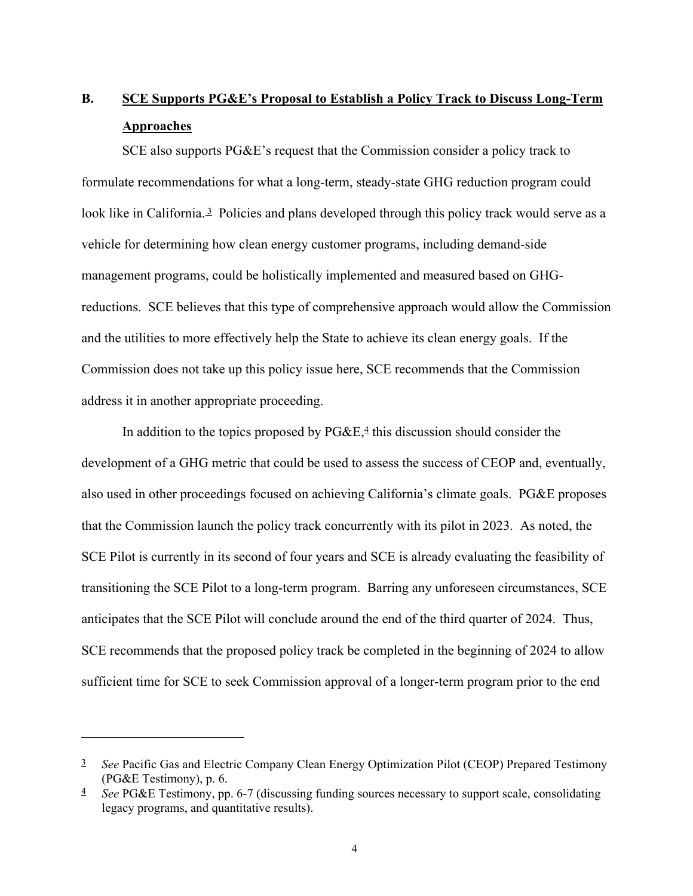## B. SCE Supports PG&E's Proposal to Establish a Policy Track to Discuss Long-Term Approaches

SCE also supports PG&E's request that the Commission consider a policy track to formulate recommendations for what a long-term, steady-state GHG reduction program could look like in California.[3] Policies and plans developed through this policy track would serve as a vehicle for determining how clean energy customer programs, including demand-side management programs, could be holistically implemented and measured based on GHG-reductions. SCE believes that this type of comprehensive approach would allow the Commission and the utilities to more effectively help the State to achieve its clean energy goals. If the Commission does not take up this policy issue here, SCE recommends that the Commission address it in another appropriate proceeding.

In addition to the topics proposed by PG&E,[4] this discussion should consider the development of a GHG metric that could be used to assess the success of CEOP and, eventually, also used in other proceedings focused on achieving California's climate goals. PG&E proposes that the Commission launch the policy track concurrently with its pilot in 2023. As noted, the SCE Pilot is currently in its second of four years and SCE is already evaluating the feasibility of transitioning the SCE Pilot to a long-term program. Barring any unforeseen circumstances, SCE anticipates that the SCE Pilot will conclude around the end of the third quarter of 2024. Thus, SCE recommends that the proposed policy track be completed in the beginning of 2024 to allow sufficient time for SCE to seek Commission approval of a longer-term program prior to the end

---

[3] *See* Pacific Gas and Electric Company Clean Energy Optimization Pilot (CEOP) Prepared Testimony (PG&E Testimony), p. 6.

[4] *See* PG&E Testimony, pp. 6-7 (discussing funding sources necessary to support scale, consolidating legacy programs, and quantitative results).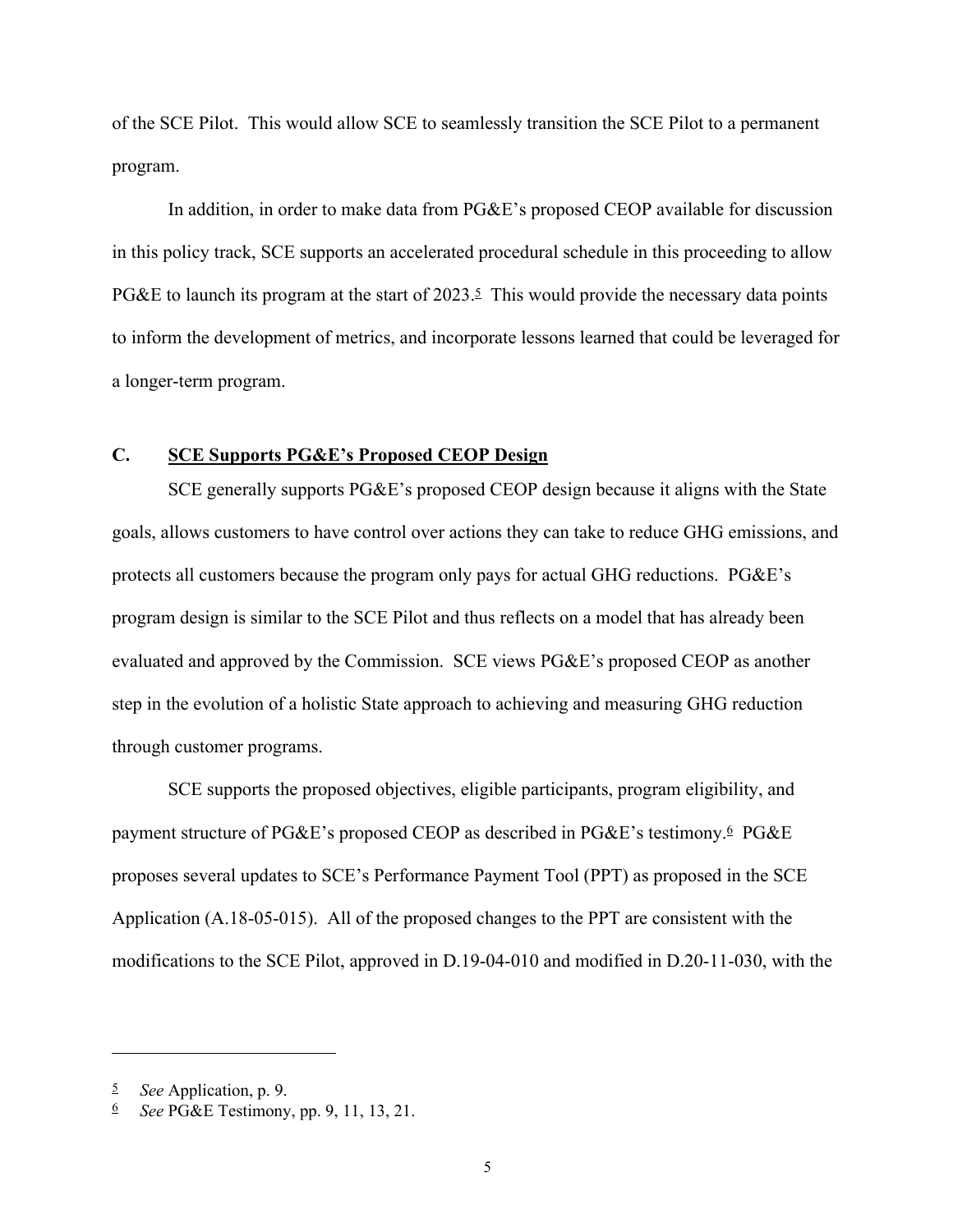of the SCE Pilot. This would allow SCE to seamlessly transition the SCE Pilot to a permanent program.

In addition, in order to make data from PG&E's proposed CEOP available for discussion in this policy track, SCE supports an accelerated procedural schedule in this proceeding to allow PG&E to launch its program at the start of 2023.[5] This would provide the necessary data points to inform the development of metrics, and incorporate lessons learned that could be leveraged for a longer-term program.

### C. SCE Supports PG&E's Proposed CEOP Design

SCE generally supports PG&E's proposed CEOP design because it aligns with the State goals, allows customers to have control over actions they can take to reduce GHG emissions, and protects all customers because the program only pays for actual GHG reductions. PG&E's program design is similar to the SCE Pilot and thus reflects on a model that has already been evaluated and approved by the Commission. SCE views PG&E's proposed CEOP as another step in the evolution of a holistic State approach to achieving and measuring GHG reduction through customer programs.

SCE supports the proposed objectives, eligible participants, program eligibility, and payment structure of PG&E's proposed CEOP as described in PG&E's testimony.[6] PG&E proposes several updates to SCE's Performance Payment Tool (PPT) as proposed in the SCE Application (A.18-05-015). All of the proposed changes to the PPT are consistent with the modifications to the SCE Pilot, approved in D.19-04-010 and modified in D.20-11-030, with the

---

[5] *See* Application, p. 9.

[6] *See* PG&E Testimony, pp. 9, 11, 13, 21.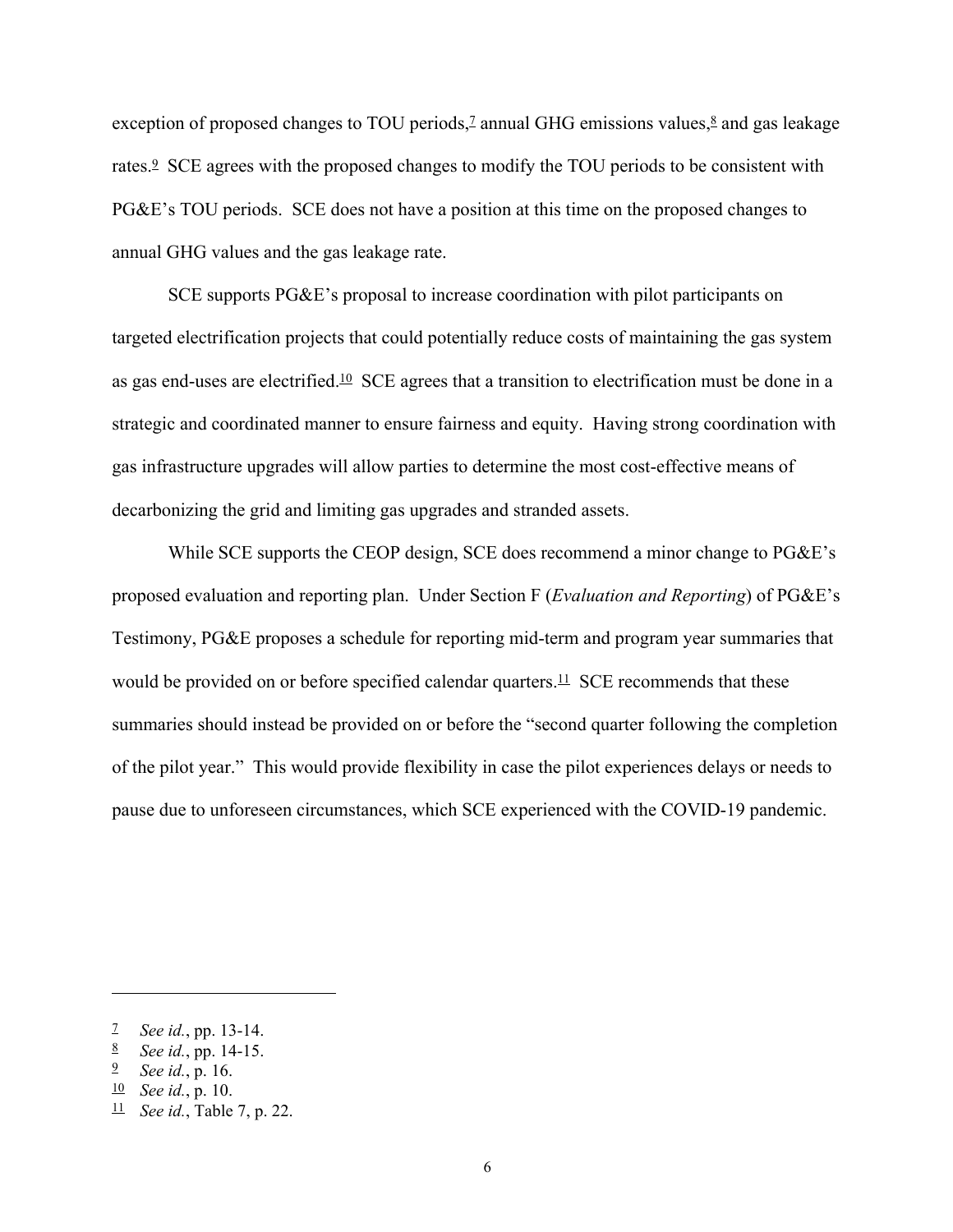exception of proposed changes to TOU periods,[7] annual GHG emissions values,[8] and gas leakage rates.[9] SCE agrees with the proposed changes to modify the TOU periods to be consistent with PG&E's TOU periods. SCE does not have a position at this time on the proposed changes to annual GHG values and the gas leakage rate.

SCE supports PG&E's proposal to increase coordination with pilot participants on targeted electrification projects that could potentially reduce costs of maintaining the gas system as gas end-uses are electrified.[10] SCE agrees that a transition to electrification must be done in a strategic and coordinated manner to ensure fairness and equity. Having strong coordination with gas infrastructure upgrades will allow parties to determine the most cost-effective means of decarbonizing the grid and limiting gas upgrades and stranded assets.

While SCE supports the CEOP design, SCE does recommend a minor change to PG&E's proposed evaluation and reporting plan. Under Section F (*Evaluation and Reporting*) of PG&E's Testimony, PG&E proposes a schedule for reporting mid-term and program year summaries that would be provided on or before specified calendar quarters.[11] SCE recommends that these summaries should instead be provided on or before the "second quarter following the completion of the pilot year." This would provide flexibility in case the pilot experiences delays or needs to pause due to unforeseen circumstances, which SCE experienced with the COVID-19 pandemic.

---

[7] *See id.*, pp. 13-14.

[8] *See id.*, pp. 14-15.

[9] *See id.*, p. 16.

[10] *See id.*, p. 10.

[11] *See id.*, Table 7, p. 22.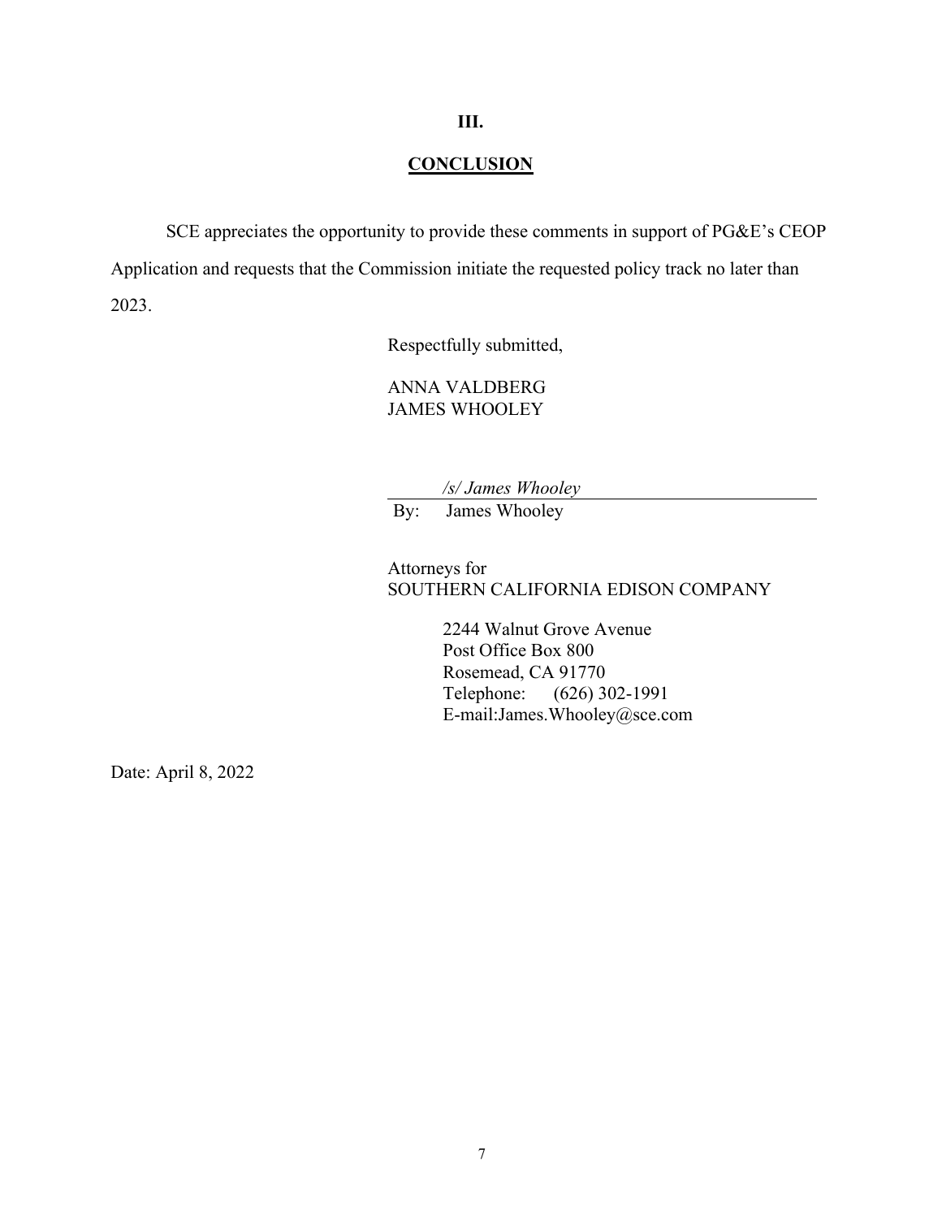## III.

## CONCLUSION

SCE appreciates the opportunity to provide these comments in support of PG&E's CEOP Application and requests that the Commission initiate the requested policy track no later than 2023.

Respectfully submitted,

ANNA VALDBERG
JAMES WHOOLEY

*/s/ James Whooley*
By: James Whooley

Attorneys for
SOUTHERN CALIFORNIA EDISON COMPANY

2244 Walnut Grove Avenue
Post Office Box 800
Rosemead, CA 91770
Telephone: (626) 302-1991
E-mail:James.Whooley@sce.com

Date: April 8, 2022